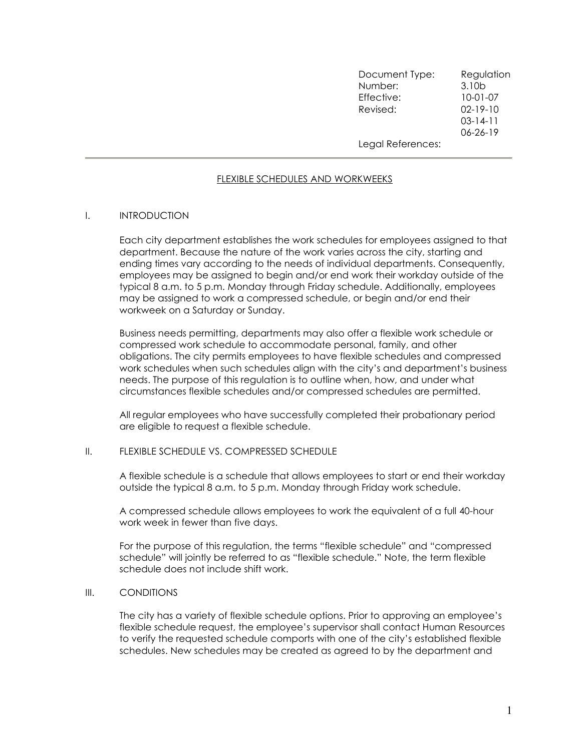| | |
|---|---|
| Document Type: | Regulation |
| Number: | 3.10b |
| Effective: | 10-01-07 |
| Revised: | 02-19-10 |
| | 03-14-11 |
| | 06-26-19 |
| Legal References: | |

---

# FLEXIBLE SCHEDULES AND WORKWEEKS

## I. INTRODUCTION

Each city department establishes the work schedules for employees assigned to that department. Because the nature of the work varies across the city, starting and ending times vary according to the needs of individual departments. Consequently, employees may be assigned to begin and/or end work their workday outside of the typical 8 a.m. to 5 p.m. Monday through Friday schedule. Additionally, employees may be assigned to work a compressed schedule, or begin and/or end their workweek on a Saturday or Sunday.

Business needs permitting, departments may also offer a flexible work schedule or compressed work schedule to accommodate personal, family, and other obligations. The city permits employees to have flexible schedules and compressed work schedules when such schedules align with the city's and department's business needs. The purpose of this regulation is to outline when, how, and under what circumstances flexible schedules and/or compressed schedules are permitted.

All regular employees who have successfully completed their probationary period are eligible to request a flexible schedule.

## II. FLEXIBLE SCHEDULE VS. COMPRESSED SCHEDULE

A flexible schedule is a schedule that allows employees to start or end their workday outside the typical 8 a.m. to 5 p.m. Monday through Friday work schedule.

A compressed schedule allows employees to work the equivalent of a full 40-hour work week in fewer than five days.

For the purpose of this regulation, the terms "flexible schedule" and "compressed schedule" will jointly be referred to as "flexible schedule." Note, the term flexible schedule does not include shift work.

## III. CONDITIONS

The city has a variety of flexible schedule options. Prior to approving an employee's flexible schedule request, the employee's supervisor shall contact Human Resources to verify the requested schedule comports with one of the city's established flexible schedules. New schedules may be created as agreed to by the department and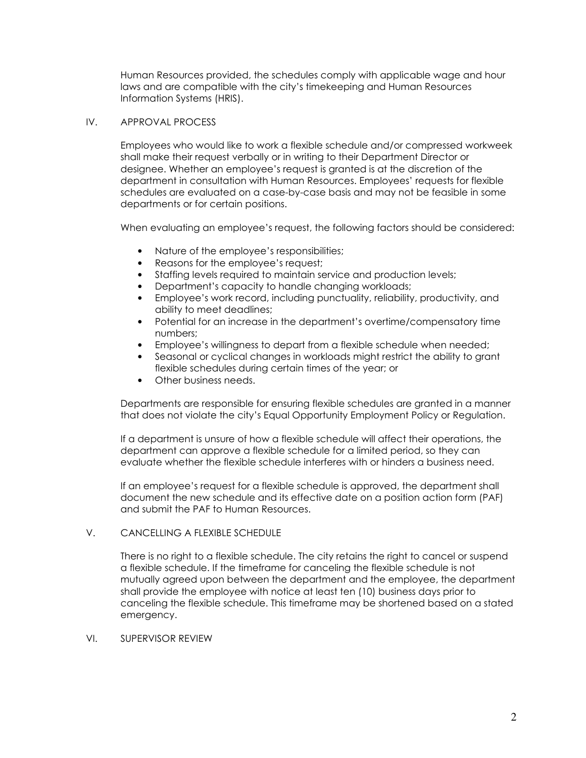Human Resources provided, the schedules comply with applicable wage and hour laws and are compatible with the city's timekeeping and Human Resources Information Systems (HRIS).

## IV. APPROVAL PROCESS

Employees who would like to work a flexible schedule and/or compressed workweek shall make their request verbally or in writing to their Department Director or designee. Whether an employee's request is granted is at the discretion of the department in consultation with Human Resources. Employees' requests for flexible schedules are evaluated on a case-by-case basis and may not be feasible in some departments or for certain positions.

When evaluating an employee's request, the following factors should be considered:

- Nature of the employee's responsibilities;
- Reasons for the employee's request;
- Staffing levels required to maintain service and production levels;
- Department's capacity to handle changing workloads;
- Employee's work record, including punctuality, reliability, productivity, and ability to meet deadlines;
- Potential for an increase in the department's overtime/compensatory time numbers;
- Employee's willingness to depart from a flexible schedule when needed;
- Seasonal or cyclical changes in workloads might restrict the ability to grant flexible schedules during certain times of the year; or
- Other business needs.

Departments are responsible for ensuring flexible schedules are granted in a manner that does not violate the city's Equal Opportunity Employment Policy or Regulation.

If a department is unsure of how a flexible schedule will affect their operations, the department can approve a flexible schedule for a limited period, so they can evaluate whether the flexible schedule interferes with or hinders a business need.

If an employee's request for a flexible schedule is approved, the department shall document the new schedule and its effective date on a position action form (PAF) and submit the PAF to Human Resources.

## V. CANCELLING A FLEXIBLE SCHEDULE

There is no right to a flexible schedule. The city retains the right to cancel or suspend a flexible schedule. If the timeframe for canceling the flexible schedule is not mutually agreed upon between the department and the employee, the department shall provide the employee with notice at least ten (10) business days prior to canceling the flexible schedule. This timeframe may be shortened based on a stated emergency.

## VI. SUPERVISOR REVIEW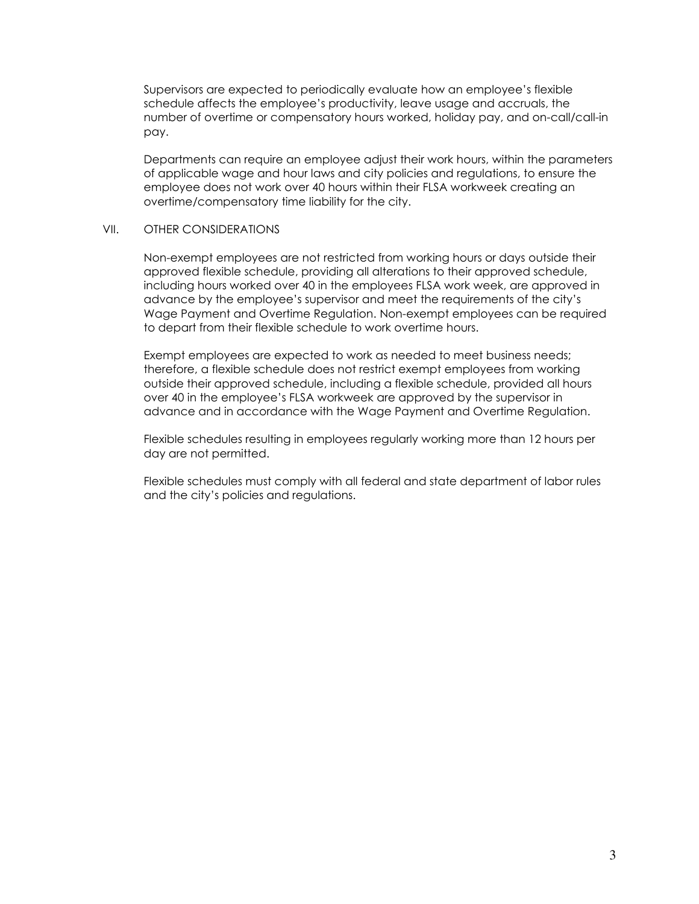Supervisors are expected to periodically evaluate how an employee's flexible schedule affects the employee's productivity, leave usage and accruals, the number of overtime or compensatory hours worked, holiday pay, and on-call/call-in pay.

Departments can require an employee adjust their work hours, within the parameters of applicable wage and hour laws and city policies and regulations, to ensure the employee does not work over 40 hours within their FLSA workweek creating an overtime/compensatory time liability for the city.

## VII. OTHER CONSIDERATIONS

Non-exempt employees are not restricted from working hours or days outside their approved flexible schedule, providing all alterations to their approved schedule, including hours worked over 40 in the employees FLSA work week, are approved in advance by the employee's supervisor and meet the requirements of the city's Wage Payment and Overtime Regulation. Non-exempt employees can be required to depart from their flexible schedule to work overtime hours.

Exempt employees are expected to work as needed to meet business needs; therefore, a flexible schedule does not restrict exempt employees from working outside their approved schedule, including a flexible schedule, provided all hours over 40 in the employee's FLSA workweek are approved by the supervisor in advance and in accordance with the Wage Payment and Overtime Regulation.

Flexible schedules resulting in employees regularly working more than 12 hours per day are not permitted.

Flexible schedules must comply with all federal and state department of labor rules and the city's policies and regulations.